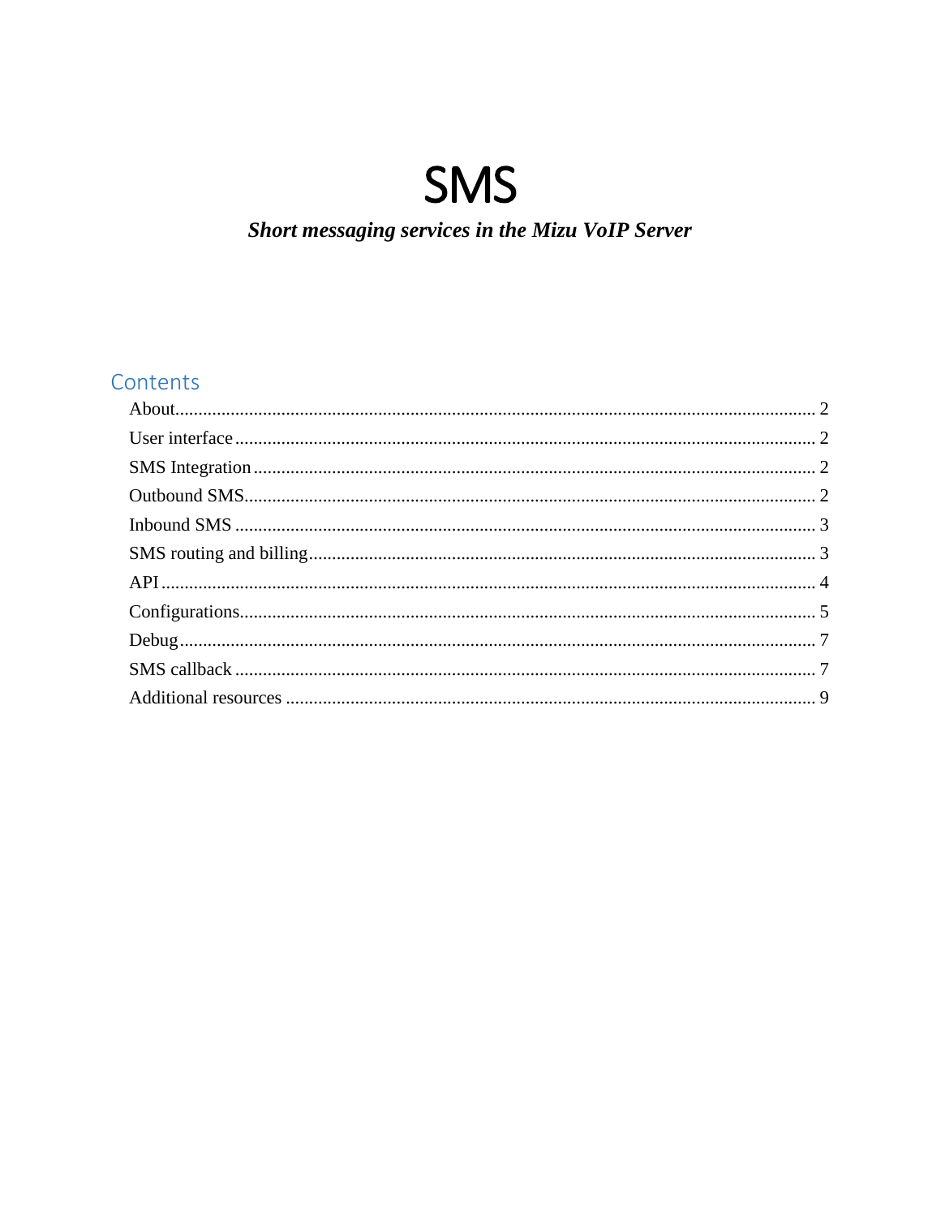# SMS

***Short messaging services in the Mizu VoIP Server***

## Contents

- About .......... 2
- User interface .......... 2
- SMS Integration .......... 2
- Outbound SMS .......... 2
- Inbound SMS .......... 3
- SMS routing and billing .......... 3
- API .......... 4
- Configurations .......... 5
- Debug .......... 7
- SMS callback .......... 7
- Additional resources .......... 9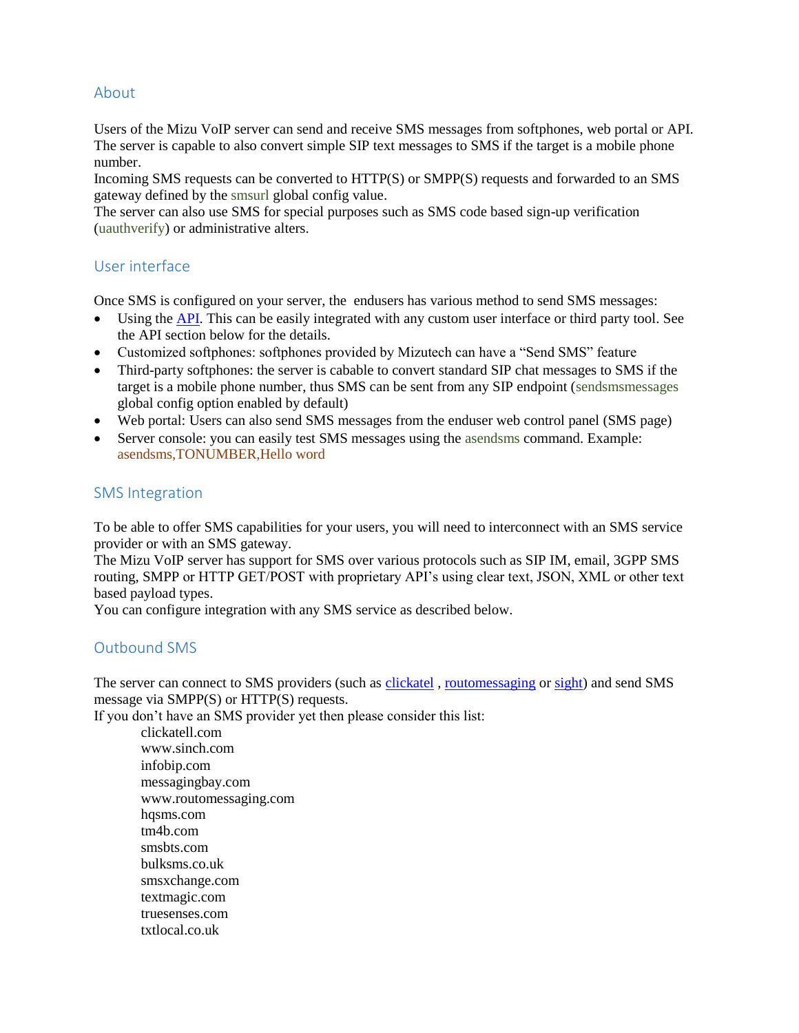## About

Users of the Mizu VoIP server can send and receive SMS messages from softphones, web portal or API. The server is capable to also convert simple SIP text messages to SMS if the target is a mobile phone number.
Incoming SMS requests can be converted to HTTP(S) or SMPP(S) requests and forwarded to an SMS gateway defined by the smsurl global config value.
The server can also use SMS for special purposes such as SMS code based sign-up verification (uauthverify) or administrative alters.

## User interface

Once SMS is configured on your server, the endusers has various method to send SMS messages:

- Using the API. This can be easily integrated with any custom user interface or third party tool. See the API section below for the details.
- Customized softphones: softphones provided by Mizutech can have a "Send SMS" feature
- Third-party softphones: the server is cabable to convert standard SIP chat messages to SMS if the target is a mobile phone number, thus SMS can be sent from any SIP endpoint (sendsmsmessages global config option enabled by default)
- Web portal: Users can also send SMS messages from the enduser web control panel (SMS page)
- Server console: you can easily test SMS messages using the asendsms command. Example: asendsms,TONUMBER,Hello word

## SMS Integration

To be able to offer SMS capabilities for your users, you will need to interconnect with an SMS service provider or with an SMS gateway.
The Mizu VoIP server has support for SMS over various protocols such as SIP IM, email, 3GPP SMS routing, SMPP or HTTP GET/POST with proprietary API's using clear text, JSON, XML or other text based payload types.
You can configure integration with any SMS service as described below.

## Outbound SMS

The server can connect to SMS providers (such as clickatel , routomessaging or sight) and send SMS message via SMPP(S) or HTTP(S) requests.
If you don't have an SMS provider yet then please consider this list:

clickatell.com
www.sinch.com
infobip.com
messagingbay.com
www.routomessaging.com
hqsms.com
tm4b.com
smsbts.com
bulksms.co.uk
smsxchange.com
textmagic.com
truesenses.com
txtlocal.co.uk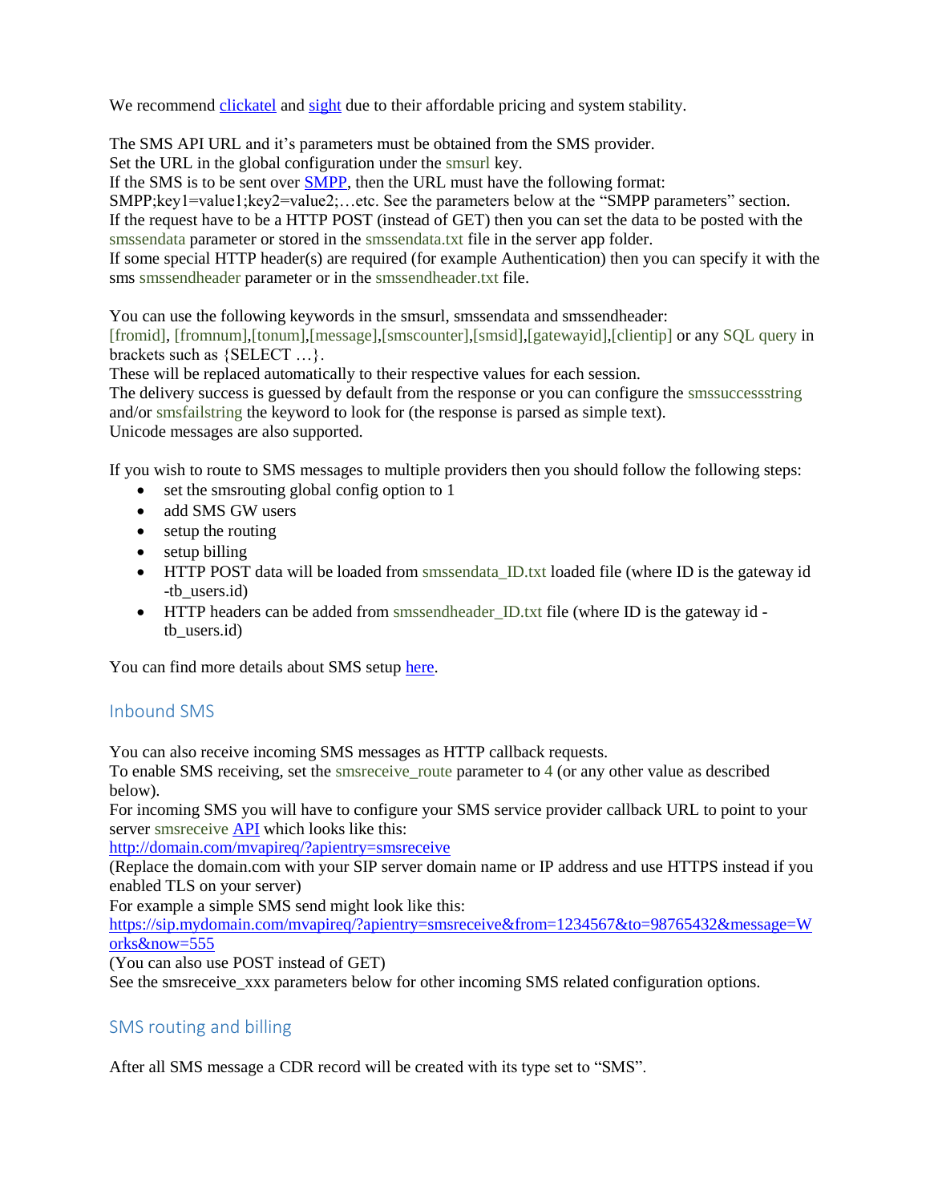We recommend clickatel and sight due to their affordable pricing and system stability.

The SMS API URL and it's parameters must be obtained from the SMS provider.
Set the URL in the global configuration under the smsurl key.
If the SMS is to be sent over SMPP, then the URL must have the following format:
SMPP;key1=value1;key2=value2;…etc. See the parameters below at the "SMPP parameters" section.
If the request have to be a HTTP POST (instead of GET) then you can set the data to be posted with the smssendata parameter or stored in the smssendata.txt file in the server app folder.
If some special HTTP header(s) are required (for example Authentication) then you can specify it with the sms smssendheader parameter or in the smssendheader.txt file.

You can use the following keywords in the smsurl, smssendata and smssendheader:
[fromid], [fromnum],[tonum],[message],[smscounter],[smsid],[gatewayid],[clientip] or any SQL query in brackets such as {SELECT …}.
These will be replaced automatically to their respective values for each session.
The delivery success is guessed by default from the response or you can configure the smssuccessstring and/or smsfailstring the keyword to look for (the response is parsed as simple text).
Unicode messages are also supported.

If you wish to route to SMS messages to multiple providers then you should follow the following steps:

- set the smsrouting global config option to 1
- add SMS GW users
- setup the routing
- setup billing
- HTTP POST data will be loaded from smssendata_ID.txt loaded file (where ID is the gateway id -tb_users.id)
- HTTP headers can be added from smssendheader_ID.txt file (where ID is the gateway id -tb_users.id)

You can find more details about SMS setup here.

## Inbound SMS

You can also receive incoming SMS messages as HTTP callback requests.
To enable SMS receiving, set the smsreceive_route parameter to 4 (or any other value as described below).
For incoming SMS you will have to configure your SMS service provider callback URL to point to your server smsreceive API which looks like this:
http://domain.com/mvapireq/?apientry=smsreceive
(Replace the domain.com with your SIP server domain name or IP address and use HTTPS instead if you enabled TLS on your server)
For example a simple SMS send might look like this:
https://sip.mydomain.com/mvapireq/?apientry=smsreceive&from=1234567&to=98765432&message=Works&now=555
(You can also use POST instead of GET)
See the smsreceive_xxx parameters below for other incoming SMS related configuration options.

## SMS routing and billing

After all SMS message a CDR record will be created with its type set to "SMS".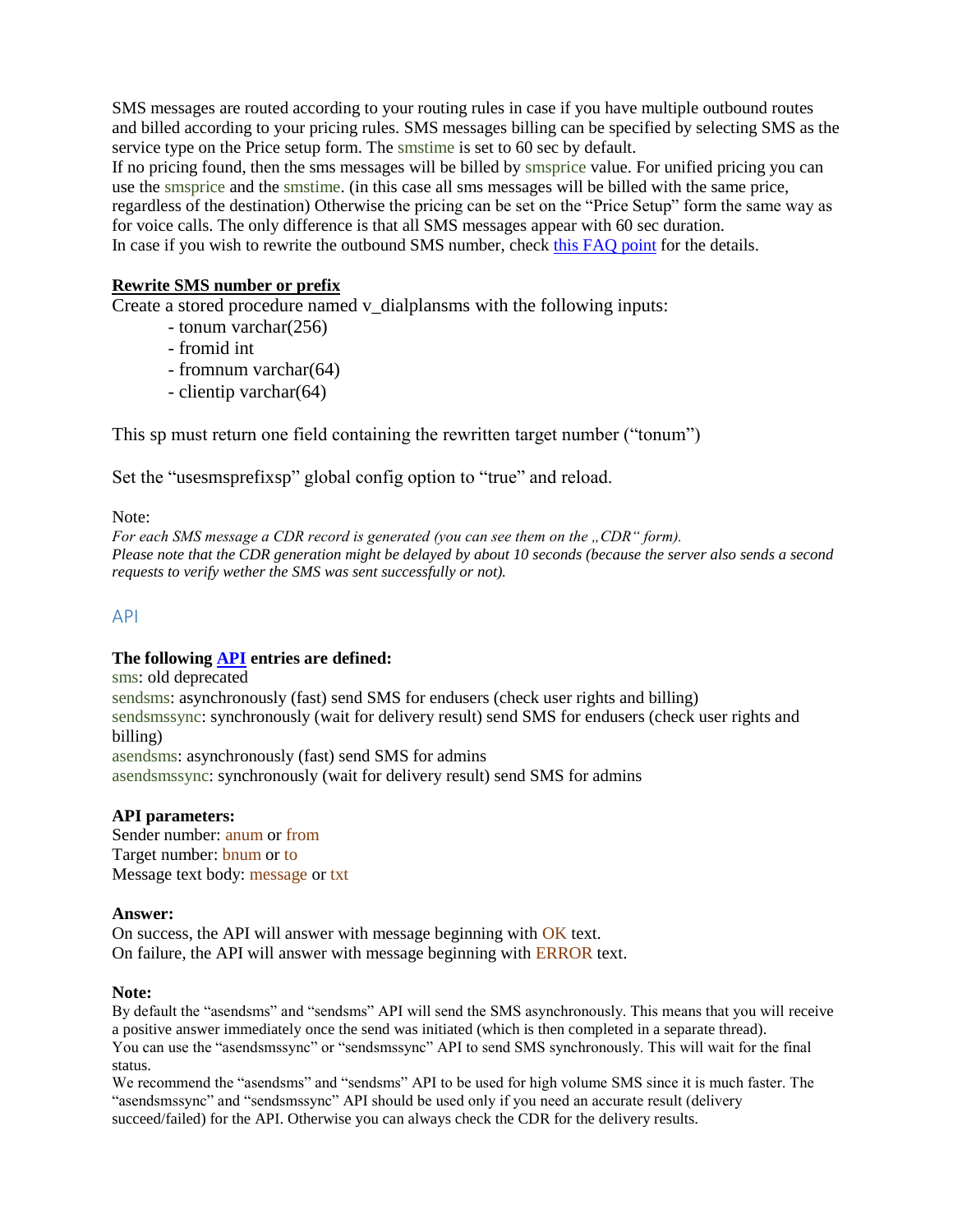SMS messages are routed according to your routing rules in case if you have multiple outbound routes and billed according to your pricing rules. SMS messages billing can be specified by selecting SMS as the service type on the Price setup form. The smstime is set to 60 sec by default.
If no pricing found, then the sms messages will be billed by smsprice value. For unified pricing you can use the smsprice and the smstime. (in this case all sms messages will be billed with the same price, regardless of the destination) Otherwise the pricing can be set on the "Price Setup" form the same way as for voice calls. The only difference is that all SMS messages appear with 60 sec duration.
In case if you wish to rewrite the outbound SMS number, check this FAQ point for the details.

**Rewrite SMS number or prefix**

Create a stored procedure named v_dialplansms with the following inputs:

- tonum varchar(256)
- fromid int
- fromnum varchar(64)
- clientip varchar(64)

This sp must return one field containing the rewritten target number ("tonum")

Set the "usesmsprefixsp" global config option to "true" and reload.

Note:
*For each SMS message a CDR record is generated (you can see them on the „CDR" form).*
*Please note that the CDR generation might be delayed by about 10 seconds (because the server also sends a second requests to verify wether the SMS was sent successfully or not).*

## API

**The following API entries are defined:**

sms: old deprecated
sendsms: asynchronously (fast) send SMS for endusers (check user rights and billing)
sendsmssync: synchronously (wait for delivery result) send SMS for endusers (check user rights and billing)
asendsms: asynchronously (fast) send SMS for admins
asendsmssync: synchronously (wait for delivery result) send SMS for admins

**API parameters:**

Sender number: anum or from
Target number: bnum or to
Message text body: message or txt

**Answer:**

On success, the API will answer with message beginning with OK text.
On failure, the API will answer with message beginning with ERROR text.

**Note:**

By default the "asendsms" and "sendsms" API will send the SMS asynchronously. This means that you will receive a positive answer immediately once the send was initiated (which is then completed in a separate thread).
You can use the "asendsmssync" or "sendsmssync" API to send SMS synchronously. This will wait for the final status.
We recommend the "asendsms" and "sendsms" API to be used for high volume SMS since it is much faster. The "asendsmssync" and "sendsmssync" API should be used only if you need an accurate result (delivery succeed/failed) for the API. Otherwise you can always check the CDR for the delivery results.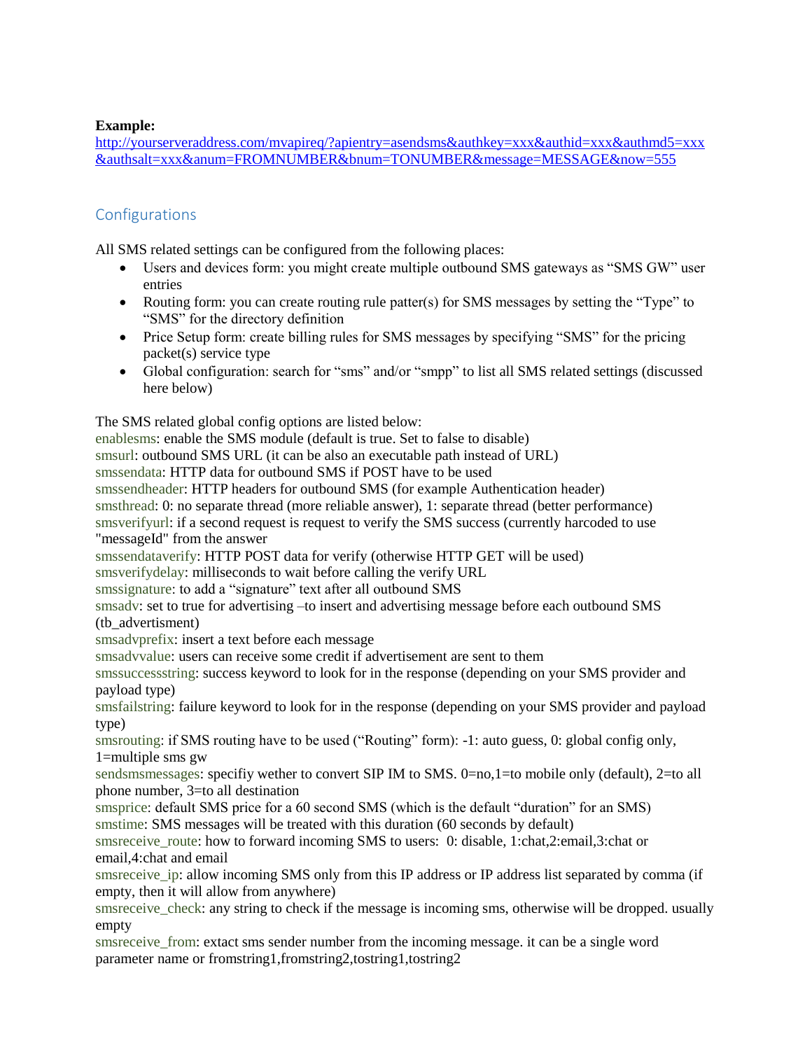**Example:**
[http://yourserveraddress.com/mvapireq/?apientry=asendsms&authkey=xxx&authid=xxx&authmd5=xxx&authsalt=xxx&anum=FROMNUMBER&bnum=TONUMBER&message=MESSAGE&now=555](http://yourserveraddress.com/mvapireq/?apientry=asendsms&authkey=xxx&authid=xxx&authmd5=xxx&authsalt=xxx&anum=FROMNUMBER&bnum=TONUMBER&message=MESSAGE&now=555)

## Configurations

All SMS related settings can be configured from the following places:

- Users and devices form: you might create multiple outbound SMS gateways as "SMS GW" user entries
- Routing form: you can create routing rule patter(s) for SMS messages by setting the "Type" to "SMS" for the directory definition
- Price Setup form: create billing rules for SMS messages by specifying "SMS" for the pricing packet(s) service type
- Global configuration: search for "sms" and/or "smpp" to list all SMS related settings (discussed here below)

The SMS related global config options are listed below:
enablesms: enable the SMS module (default is true. Set to false to disable)
smsurl: outbound SMS URL (it can be also an executable path instead of URL)
smssendata: HTTP data for outbound SMS if POST have to be used
smssendheader: HTTP headers for outbound SMS (for example Authentication header)
smsthread: 0: no separate thread (more reliable answer), 1: separate thread (better performance)
smsverifyurl: if a second request is request to verify the SMS success (currently harcoded to use "messageId" from the answer
smssendataverify: HTTP POST data for verify (otherwise HTTP GET will be used)
smsverifydelay: milliseconds to wait before calling the verify URL
smssignature: to add a "signature" text after all outbound SMS
smsadv: set to true for advertising –to insert and advertising message before each outbound SMS (tb_advertisment)
smsadvprefix: insert a text before each message
smsadvvalue: users can receive some credit if advertisement are sent to them
smssuccessstring: success keyword to look for in the response (depending on your SMS provider and payload type)
smsfailstring: failure keyword to look for in the response (depending on your SMS provider and payload type)
smsrouting: if SMS routing have to be used ("Routing" form): -1: auto guess, 0: global config only, 1=multiple sms gw
sendsmsmessages: specifiy wether to convert SIP IM to SMS. 0=no,1=to mobile only (default), 2=to all phone number, 3=to all destination
smsprice: default SMS price for a 60 second SMS (which is the default "duration" for an SMS)
smstime: SMS messages will be treated with this duration (60 seconds by default)
smsreceive_route: how to forward incoming SMS to users: 0: disable, 1:chat,2:email,3:chat or email,4:chat and email
smsreceive_ip: allow incoming SMS only from this IP address or IP address list separated by comma (if empty, then it will allow from anywhere)
smsreceive_check: any string to check if the message is incoming sms, otherwise will be dropped. usually empty
smsreceive_from: extact sms sender number from the incoming message. it can be a single word parameter name or fromstring1,fromstring2,tostring1,tostring2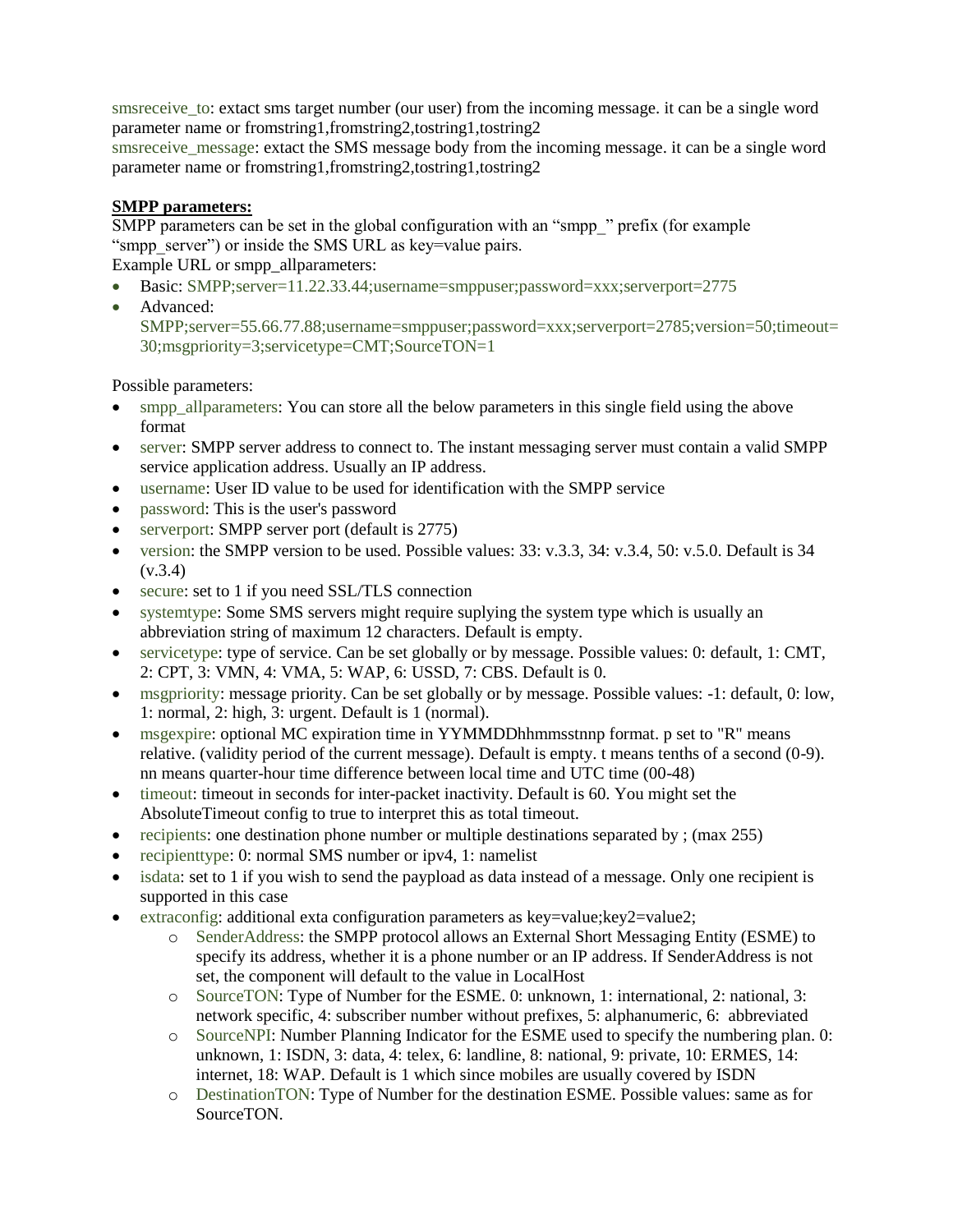smsreceive_to: extact sms target number (our user) from the incoming message. it can be a single word parameter name or fromstring1,fromstring2,tostring1,tostring2

smsreceive_message: extact the SMS message body from the incoming message. it can be a single word parameter name or fromstring1,fromstring2,tostring1,tostring2

**SMPP parameters:**

SMPP parameters can be set in the global configuration with an "smpp_" prefix (for example "smpp_server") or inside the SMS URL as key=value pairs.

Example URL or smpp_allparameters:

- Basic: SMPP;server=11.22.33.44;username=smppuser;password=xxx;serverport=2775
- Advanced: SMPP;server=55.66.77.88;username=smppuser;password=xxx;serverport=2785;version=50;timeout=30;msgpriority=3;servicetype=CMT;SourceTON=1

Possible parameters:

- smpp_allparameters: You can store all the below parameters in this single field using the above format
- server: SMPP server address to connect to. The instant messaging server must contain a valid SMPP service application address. Usually an IP address.
- username: User ID value to be used for identification with the SMPP service
- password: This is the user's password
- serverport: SMPP server port (default is 2775)
- version: the SMPP version to be used. Possible values: 33: v.3.3, 34: v.3.4, 50: v.5.0. Default is 34 (v.3.4)
- secure: set to 1 if you need SSL/TLS connection
- systemtype: Some SMS servers might require suplying the system type which is usually an abbreviation string of maximum 12 characters. Default is empty.
- servicetype: type of service. Can be set globally or by message. Possible values: 0: default, 1: CMT, 2: CPT, 3: VMN, 4: VMA, 5: WAP, 6: USSD, 7: CBS. Default is 0.
- msgpriority: message priority. Can be set globally or by message. Possible values: -1: default, 0: low, 1: normal, 2: high, 3: urgent. Default is 1 (normal).
- msgexpire: optional MC expiration time in YYMMDDhhmmsstnnp format. p set to "R" means relative. (validity period of the current message). Default is empty. t means tenths of a second (0-9). nn means quarter-hour time difference between local time and UTC time (00-48)
- timeout: timeout in seconds for inter-packet inactivity. Default is 60. You might set the AbsoluteTimeout config to true to interpret this as total timeout.
- recipients: one destination phone number or multiple destinations separated by ; (max 255)
- recipienttype: 0: normal SMS number or ipv4, 1: namelist
- isdata: set to 1 if you wish to send the paypload as data instead of a message. Only one recipient is supported in this case
- extraconfig: additional exta configuration parameters as key=value;key2=value2;
  - SenderAddress: the SMPP protocol allows an External Short Messaging Entity (ESME) to specify its address, whether it is a phone number or an IP address. If SenderAddress is not set, the component will default to the value in LocalHost
  - SourceTON: Type of Number for the ESME. 0: unknown, 1: international, 2: national, 3: network specific, 4: subscriber number without prefixes, 5: alphanumeric, 6: abbreviated
  - SourceNPI: Number Planning Indicator for the ESME used to specify the numbering plan. 0: unknown, 1: ISDN, 3: data, 4: telex, 6: landline, 8: national, 9: private, 10: ERMES, 14: internet, 18: WAP. Default is 1 which since mobiles are usually covered by ISDN
  - DestinationTON: Type of Number for the destination ESME. Possible values: same as for SourceTON.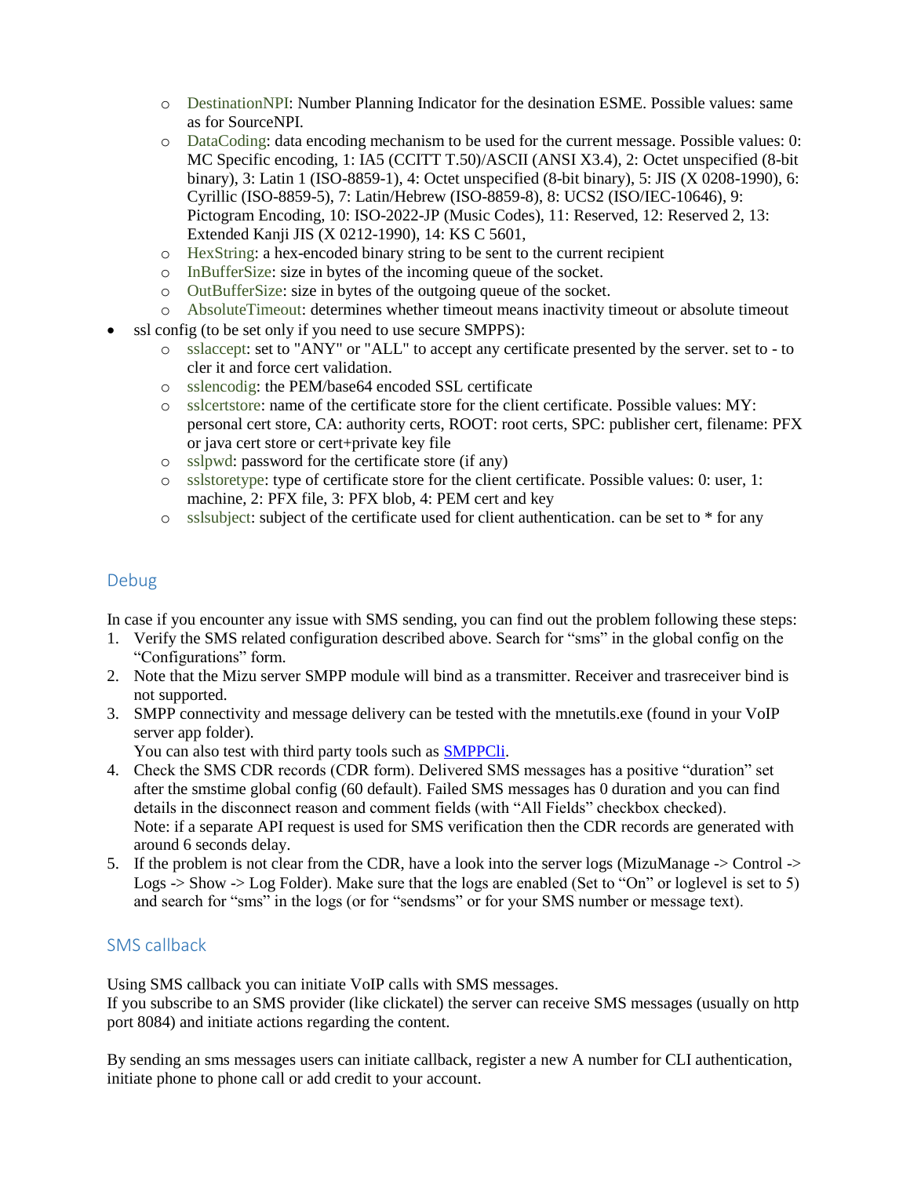- DestinationNPI: Number Planning Indicator for the desination ESME. Possible values: same as for SourceNPI.
  - DataCoding: data encoding mechanism to be used for the current message. Possible values: 0: MC Specific encoding, 1: IA5 (CCITT T.50)/ASCII (ANSI X3.4), 2: Octet unspecified (8-bit binary), 3: Latin 1 (ISO-8859-1), 4: Octet unspecified (8-bit binary), 5: JIS (X 0208-1990), 6: Cyrillic (ISO-8859-5), 7: Latin/Hebrew (ISO-8859-8), 8: UCS2 (ISO/IEC-10646), 9: Pictogram Encoding, 10: ISO-2022-JP (Music Codes), 11: Reserved, 12: Reserved 2, 13: Extended Kanji JIS (X 0212-1990), 14: KS C 5601,
  - HexString: a hex-encoded binary string to be sent to the current recipient
  - InBufferSize: size in bytes of the incoming queue of the socket.
  - OutBufferSize: size in bytes of the outgoing queue of the socket.
  - AbsoluteTimeout: determines whether timeout means inactivity timeout or absolute timeout
- ssl config (to be set only if you need to use secure SMPPS):
  - sslaccept: set to "ANY" or "ALL" to accept any certificate presented by the server. set to - to cler it and force cert validation.
  - sslencodig: the PEM/base64 encoded SSL certificate
  - sslcertstore: name of the certificate store for the client certificate. Possible values: MY: personal cert store, CA: authority certs, ROOT: root certs, SPC: publisher cert, filename: PFX or java cert store or cert+private key file
  - sslpwd: password for the certificate store (if any)
  - sslstoretype: type of certificate store for the client certificate. Possible values: 0: user, 1: machine, 2: PFX file, 3: PFX blob, 4: PEM cert and key
  - sslsubject: subject of the certificate used for client authentication. can be set to * for any

## Debug

In case if you encounter any issue with SMS sending, you can find out the problem following these steps:

1. Verify the SMS related configuration described above. Search for "sms" in the global config on the "Configurations" form.
2. Note that the Mizu server SMPP module will bind as a transmitter. Receiver and trasreceiver bind is not supported.
3. SMPP connectivity and message delivery can be tested with the mnetutils.exe (found in your VoIP server app folder).
   You can also test with third party tools such as SMPPCli.
4. Check the SMS CDR records (CDR form). Delivered SMS messages has a positive "duration" set after the smstime global config (60 default). Failed SMS messages has 0 duration and you can find details in the disconnect reason and comment fields (with "All Fields" checkbox checked).
   Note: if a separate API request is used for SMS verification then the CDR records are generated with around 6 seconds delay.
5. If the problem is not clear from the CDR, have a look into the server logs (MizuManage -> Control -> Logs -> Show -> Log Folder). Make sure that the logs are enabled (Set to "On" or loglevel is set to 5) and search for "sms" in the logs (or for "sendsms" or for your SMS number or message text).

## SMS callback

Using SMS callback you can initiate VoIP calls with SMS messages.
If you subscribe to an SMS provider (like clickatel) the server can receive SMS messages (usually on http port 8084) and initiate actions regarding the content.

By sending an sms messages users can initiate callback, register a new A number for CLI authentication, initiate phone to phone call or add credit to your account.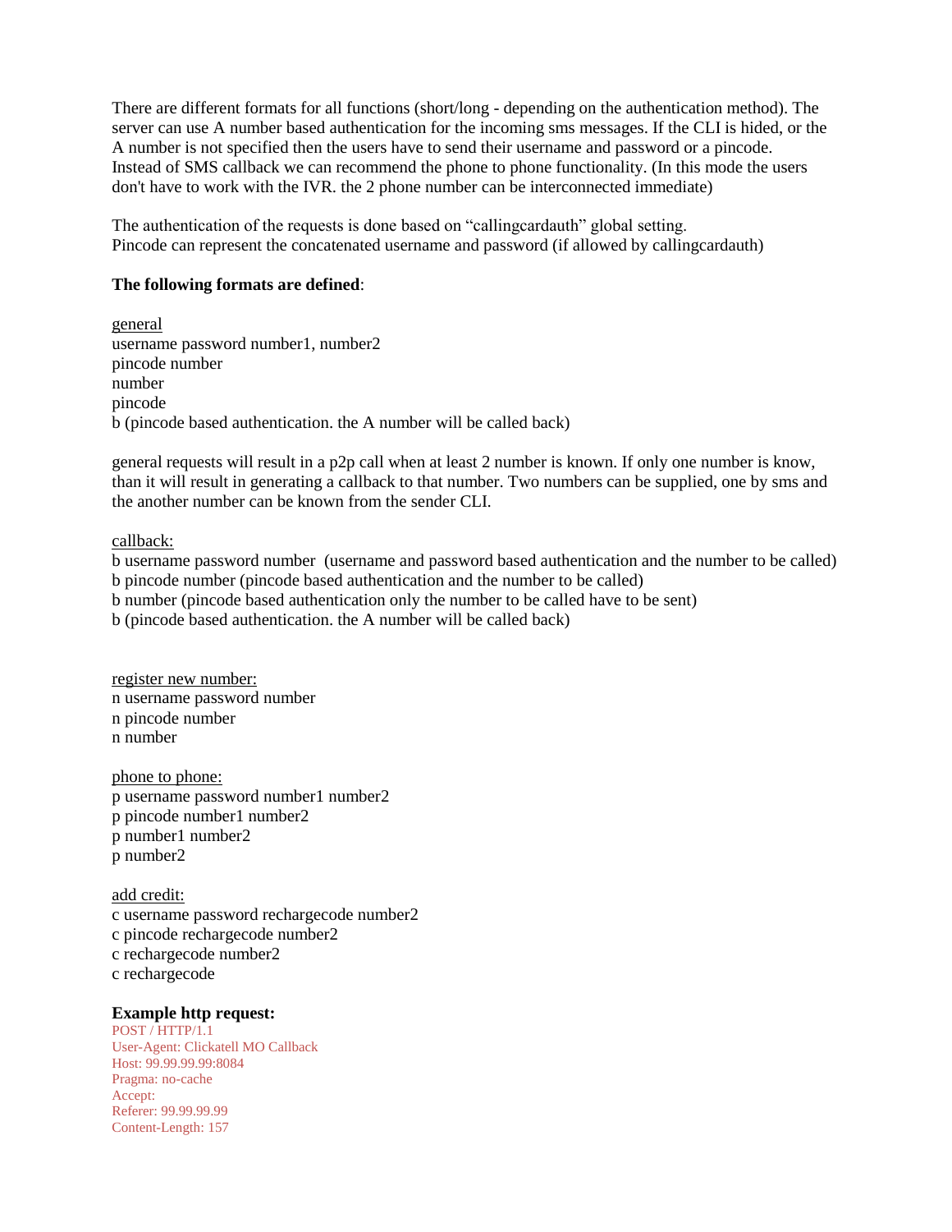There are different formats for all functions (short/long - depending on the authentication method). The server can use A number based authentication for the incoming sms messages. If the CLI is hided, or the A number is not specified then the users have to send their username and password or a pincode. Instead of SMS callback we can recommend the phone to phone functionality. (In this mode the users don't have to work with the IVR. the 2 phone number can be interconnected immediate)

The authentication of the requests is done based on "callingcardauth" global setting.
Pincode can represent the concatenated username and password (if allowed by callingcardauth)

**The following formats are defined**:

general
username password number1, number2
pincode number
number
pincode
b (pincode based authentication. the A number will be called back)

general requests will result in a p2p call when at least 2 number is known. If only one number is know, than it will result in generating a callback to that number. Two numbers can be supplied, one by sms and the another number can be known from the sender CLI.

callback:
b username password number (username and password based authentication and the number to be called)
b pincode number (pincode based authentication and the number to be called)
b number (pincode based authentication only the number to be called have to be sent)
b (pincode based authentication. the A number will be called back)

register new number:
n username password number
n pincode number
n number

phone to phone:
p username password number1 number2
p pincode number1 number2
p number1 number2
p number2

add credit:
c username password rechargecode number2
c pincode rechargecode number2
c rechargecode number2
c rechargecode

**Example http request:**

```
POST / HTTP/1.1
User-Agent: Clickatell MO Callback
Host: 99.99.99.99:8084
Pragma: no-cache
Accept:
Referer: 99.99.99.99
Content-Length: 157
```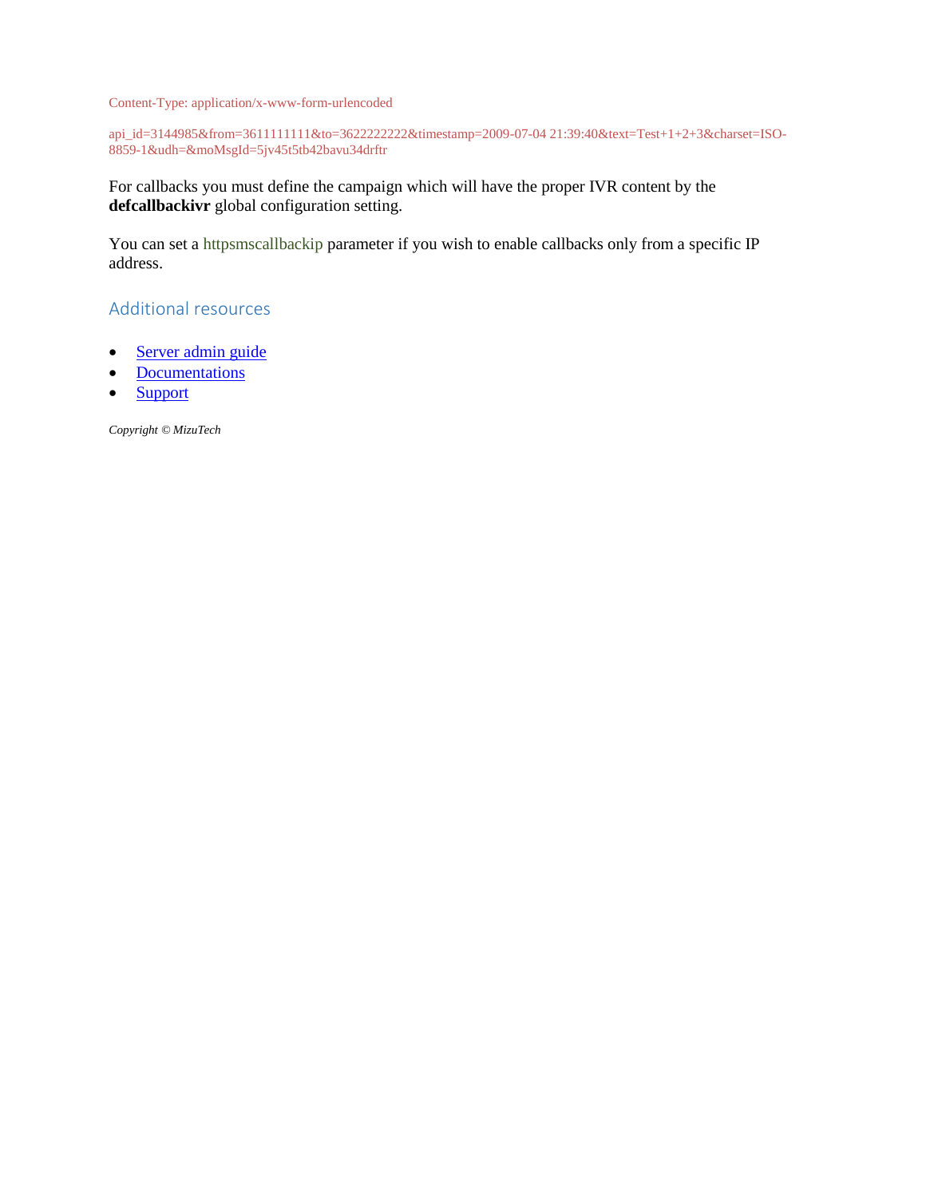```
Content-Type: application/x-www-form-urlencoded

api_id=3144985&from=3611111111&to=3622222222&timestamp=2009-07-04 21:39:40&text=Test+1+2+3&charset=ISO-8859-1&udh=&moMsgId=5jv45t5tb42bavu34drftr
```

For callbacks you must define the campaign which will have the proper IVR content by the **defcallbackivr** global configuration setting.

You can set a httpsmscallbackip parameter if you wish to enable callbacks only from a specific IP address.

## Additional resources

- Server admin guide
- Documentations
- Support

*Copyright © MizuTech*